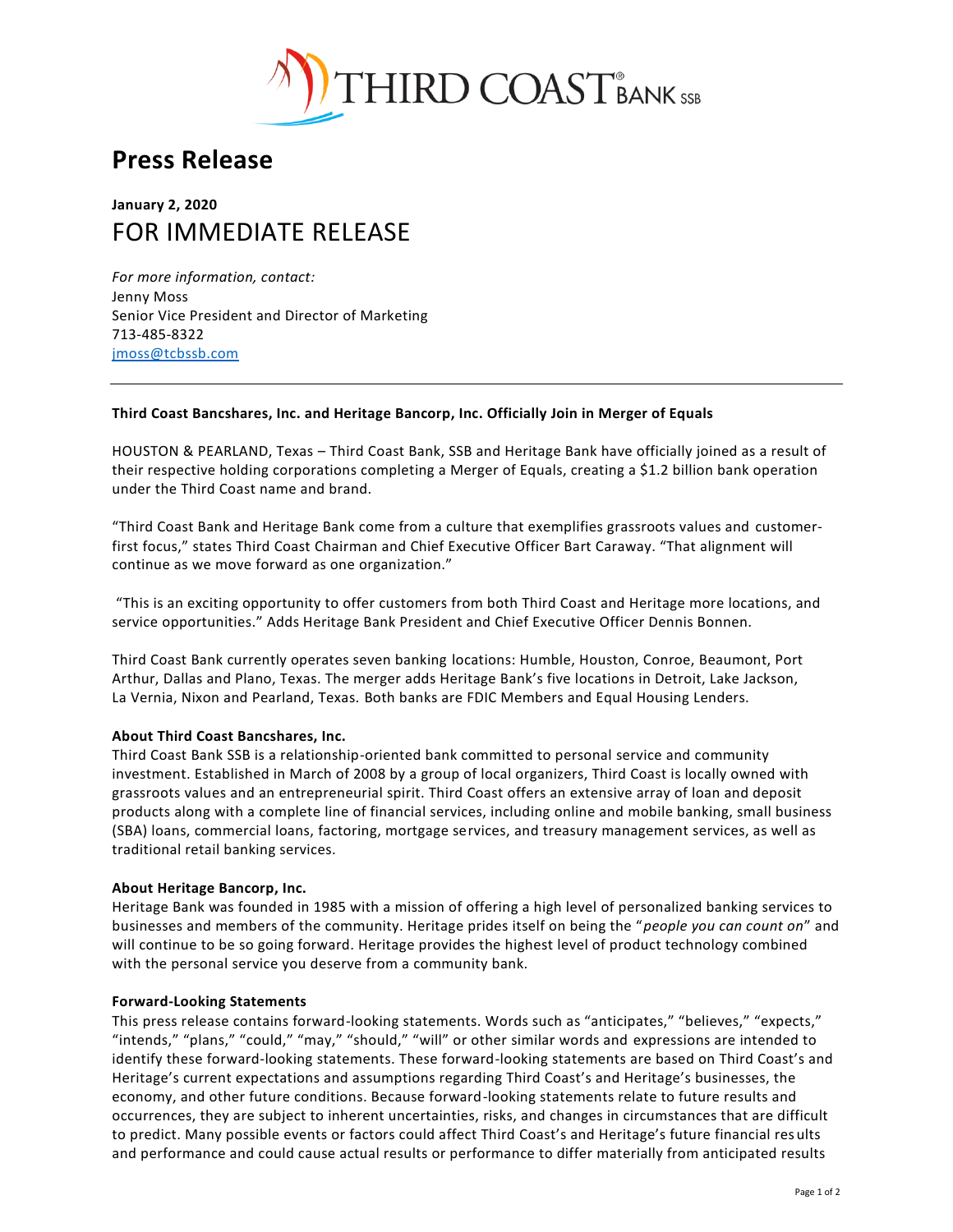# Press Release

**January 2, 2020**

## FOR IMMEDIATE RELEASE

*For more information, contact:*
Jenny Moss
Senior Vice President and Director of Marketing
713-485-8322
jmoss@tcbssb.com

---

**Third Coast Bancshares, Inc. and Heritage Bancorp, Inc. Officially Join in Merger of Equals**

HOUSTON & PEARLAND, Texas – Third Coast Bank, SSB and Heritage Bank have officially joined as a result of their respective holding corporations completing a Merger of Equals, creating a $1.2 billion bank operation under the Third Coast name and brand.

"Third Coast Bank and Heritage Bank come from a culture that exemplifies grassroots values and customer-first focus," states Third Coast Chairman and Chief Executive Officer Bart Caraway. "That alignment will continue as we move forward as one organization."

"This is an exciting opportunity to offer customers from both Third Coast and Heritage more locations, and service opportunities." Adds Heritage Bank President and Chief Executive Officer Dennis Bonnen.

Third Coast Bank currently operates seven banking locations: Humble, Houston, Conroe, Beaumont, Port Arthur, Dallas and Plano, Texas. The merger adds Heritage Bank's five locations in Detroit, Lake Jackson, La Vernia, Nixon and Pearland, Texas. Both banks are FDIC Members and Equal Housing Lenders.

**About Third Coast Bancshares, Inc.**
Third Coast Bank SSB is a relationship-oriented bank committed to personal service and community investment. Established in March of 2008 by a group of local organizers, Third Coast is locally owned with grassroots values and an entrepreneurial spirit. Third Coast offers an extensive array of loan and deposit products along with a complete line of financial services, including online and mobile banking, small business (SBA) loans, commercial loans, factoring, mortgage services, and treasury management services, as well as traditional retail banking services.

**About Heritage Bancorp, Inc.**
Heritage Bank was founded in 1985 with a mission of offering a high level of personalized banking services to businesses and members of the community. Heritage prides itself on being the "*people you can count on*" and will continue to be so going forward. Heritage provides the highest level of product technology combined with the personal service you deserve from a community bank.

**Forward-Looking Statements**
This press release contains forward-looking statements. Words such as "anticipates," "believes," "expects," "intends," "plans," "could," "may," "should," "will" or other similar words and expressions are intended to identify these forward-looking statements. These forward-looking statements are based on Third Coast's and Heritage's current expectations and assumptions regarding Third Coast's and Heritage's businesses, the economy, and other future conditions. Because forward-looking statements relate to future results and occurrences, they are subject to inherent uncertainties, risks, and changes in circumstances that are difficult to predict. Many possible events or factors could affect Third Coast's and Heritage's future financial results and performance and could cause actual results or performance to differ materially from anticipated results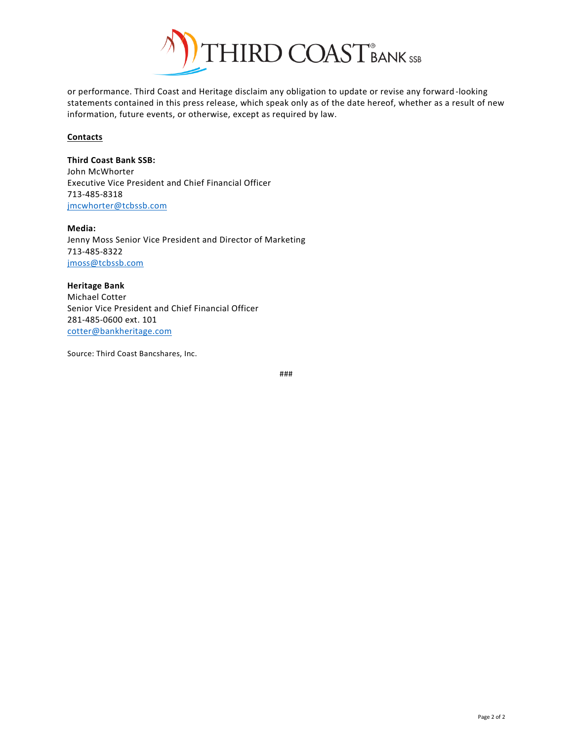or performance. Third Coast and Heritage disclaim any obligation to update or revise any forward-looking statements contained in this press release, which speak only as of the date hereof, whether as a result of new information, future events, or otherwise, except as required by law.

**Contacts**

**Third Coast Bank SSB:**
John McWhorter
Executive Vice President and Chief Financial Officer
713-485-8318
jmcwhorter@tcbssb.com

**Media:**
Jenny Moss Senior Vice President and Director of Marketing
713-485-8322
jmoss@tcbssb.com

**Heritage Bank**
Michael Cotter
Senior Vice President and Chief Financial Officer
281-485-0600 ext. 101
cotter@bankheritage.com

Source: Third Coast Bancshares, Inc.

###